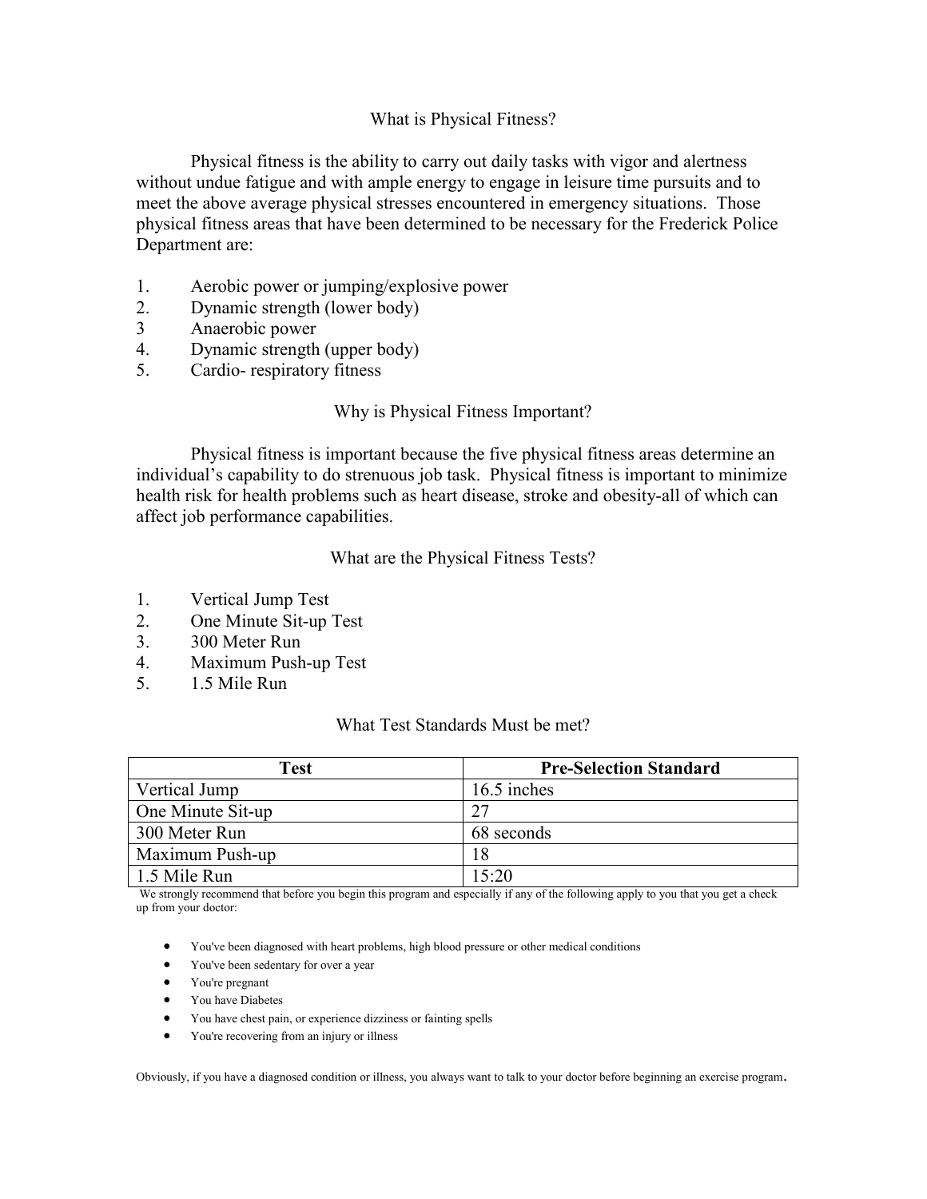## What is Physical Fitness?

Physical fitness is the ability to carry out daily tasks with vigor and alertness without undue fatigue and with ample energy to engage in leisure time pursuits and to meet the above average physical stresses encountered in emergency situations. Those physical fitness areas that have been determined to be necessary for the Frederick Police Department are:

1. Aerobic power or jumping/explosive power
2. Dynamic strength (lower body)
3. Anaerobic power
4. Dynamic strength (upper body)
5. Cardio- respiratory fitness

## Why is Physical Fitness Important?

Physical fitness is important because the five physical fitness areas determine an individual's capability to do strenuous job task. Physical fitness is important to minimize health risk for health problems such as heart disease, stroke and obesity-all of which can affect job performance capabilities.

## What are the Physical Fitness Tests?

1. Vertical Jump Test
2. One Minute Sit-up Test
3. 300 Meter Run
4. Maximum Push-up Test
5. 1.5 Mile Run

## What Test Standards Must be met?

| Test | Pre-Selection Standard |
|---|---|
| Vertical Jump | 16.5 inches |
| One Minute Sit-up | 27 |
| 300 Meter Run | 68 seconds |
| Maximum Push-up | 18 |
| 1.5 Mile Run | 15:20 |

We strongly recommend that before you begin this program and especially if any of the following apply to you that you get a check up from your doctor:

- You've been diagnosed with heart problems, high blood pressure or other medical conditions
- You've been sedentary for over a year
- You're pregnant
- You have Diabetes
- You have chest pain, or experience dizziness or fainting spells
- You're recovering from an injury or illness

Obviously, if you have a diagnosed condition or illness, you always want to talk to your doctor before beginning an exercise program.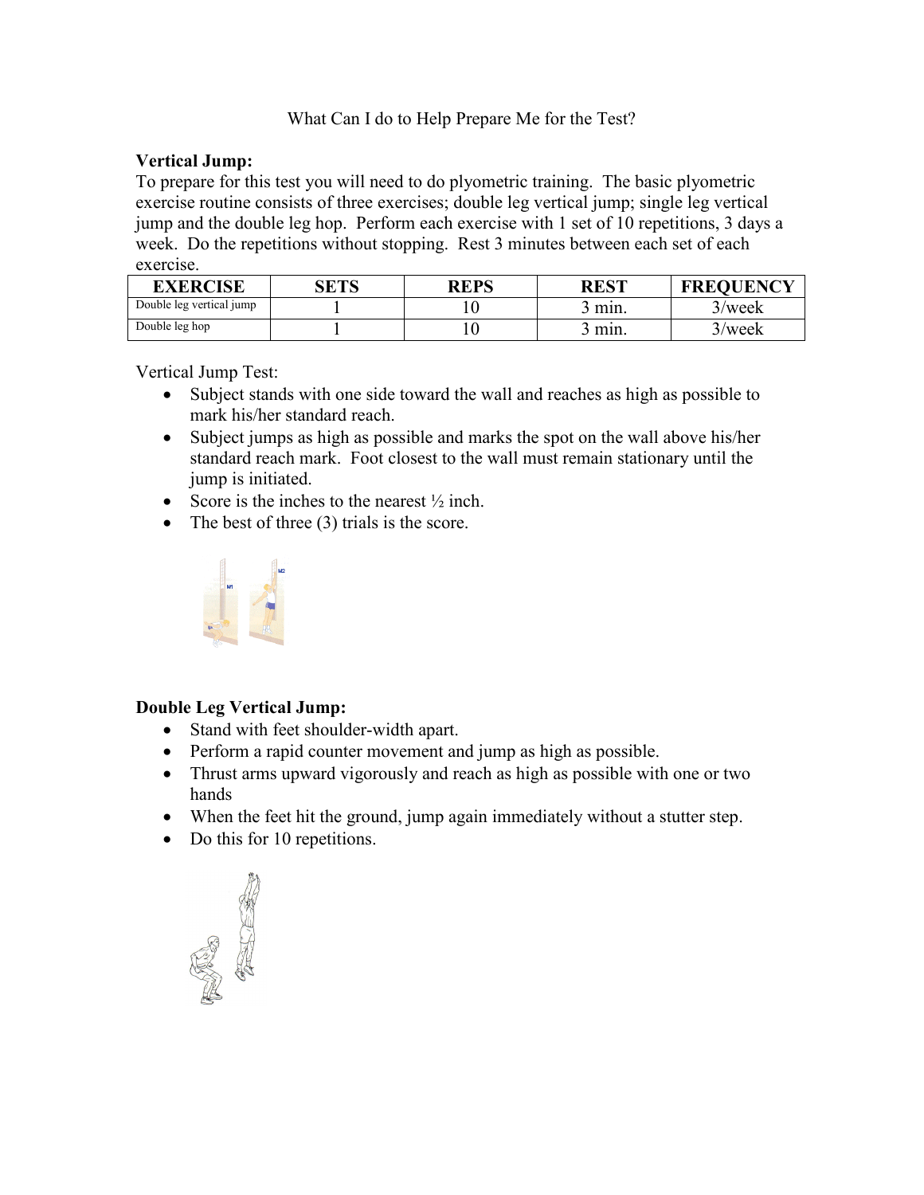What Can I do to Help Prepare Me for the Test?

**Vertical Jump:**

To prepare for this test you will need to do plyometric training. The basic plyometric exercise routine consists of three exercises; double leg vertical jump; single leg vertical jump and the double leg hop. Perform each exercise with 1 set of 10 repetitions, 3 days a week. Do the repetitions without stopping. Rest 3 minutes between each set of each exercise.

| EXERCISE | SETS | REPS | REST | FREQUENCY |
|---|---|---|---|---|
| Double leg vertical jump | 1 | 10 | 3 min. | 3/week |
| Double leg hop | 1 | 10 | 3 min. | 3/week |

Vertical Jump Test:

- Subject stands with one side toward the wall and reaches as high as possible to mark his/her standard reach.
- Subject jumps as high as possible and marks the spot on the wall above his/her standard reach mark. Foot closest to the wall must remain stationary until the jump is initiated.
- Score is the inches to the nearest ½ inch.
- The best of three (3) trials is the score.

**Double Leg Vertical Jump:**

- Stand with feet shoulder-width apart.
- Perform a rapid counter movement and jump as high as possible.
- Thrust arms upward vigorously and reach as high as possible with one or two hands
- When the feet hit the ground, jump again immediately without a stutter step.
- Do this for 10 repetitions.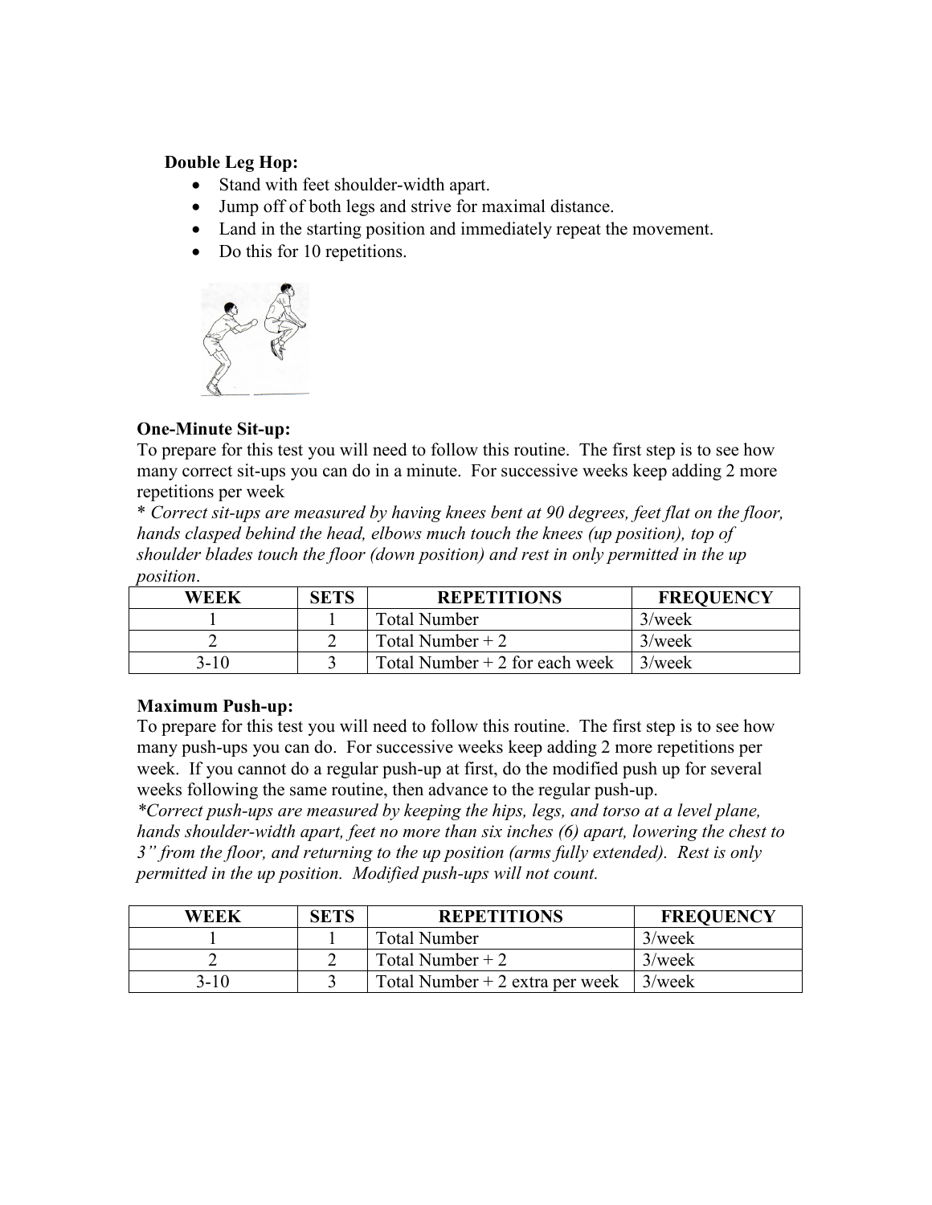**Double Leg Hop:**

- Stand with feet shoulder-width apart.
- Jump off of both legs and strive for maximal distance.
- Land in the starting position and immediately repeat the movement.
- Do this for 10 repetitions.

**One-Minute Sit-up:**

To prepare for this test you will need to follow this routine. The first step is to see how many correct sit-ups you can do in a minute. For successive weeks keep adding 2 more repetitions per week

\* *Correct sit-ups are measured by having knees bent at 90 degrees, feet flat on the floor, hands clasped behind the head, elbows much touch the knees (up position), top of shoulder blades touch the floor (down position) and rest in only permitted in the up position*.

| WEEK | SETS | REPETITIONS | FREQUENCY |
|---|---|---|---|
| 1 | 1 | Total Number | 3/week |
| 2 | 2 | Total Number + 2 | 3/week |
| 3-10 | 3 | Total Number + 2 for each week | 3/week |

**Maximum Push-up:**

To prepare for this test you will need to follow this routine. The first step is to see how many push-ups you can do. For successive weeks keep adding 2 more repetitions per week. If you cannot do a regular push-up at first, do the modified push up for several weeks following the same routine, then advance to the regular push-up.

*\*Correct push-ups are measured by keeping the hips, legs, and torso at a level plane, hands shoulder-width apart, feet no more than six inches (6) apart, lowering the chest to 3" from the floor, and returning to the up position (arms fully extended). Rest is only permitted in the up position. Modified push-ups will not count.*

| WEEK | SETS | REPETITIONS | FREQUENCY |
|---|---|---|---|
| 1 | 1 | Total Number | 3/week |
| 2 | 2 | Total Number + 2 | 3/week |
| 3-10 | 3 | Total Number + 2 extra per week | 3/week |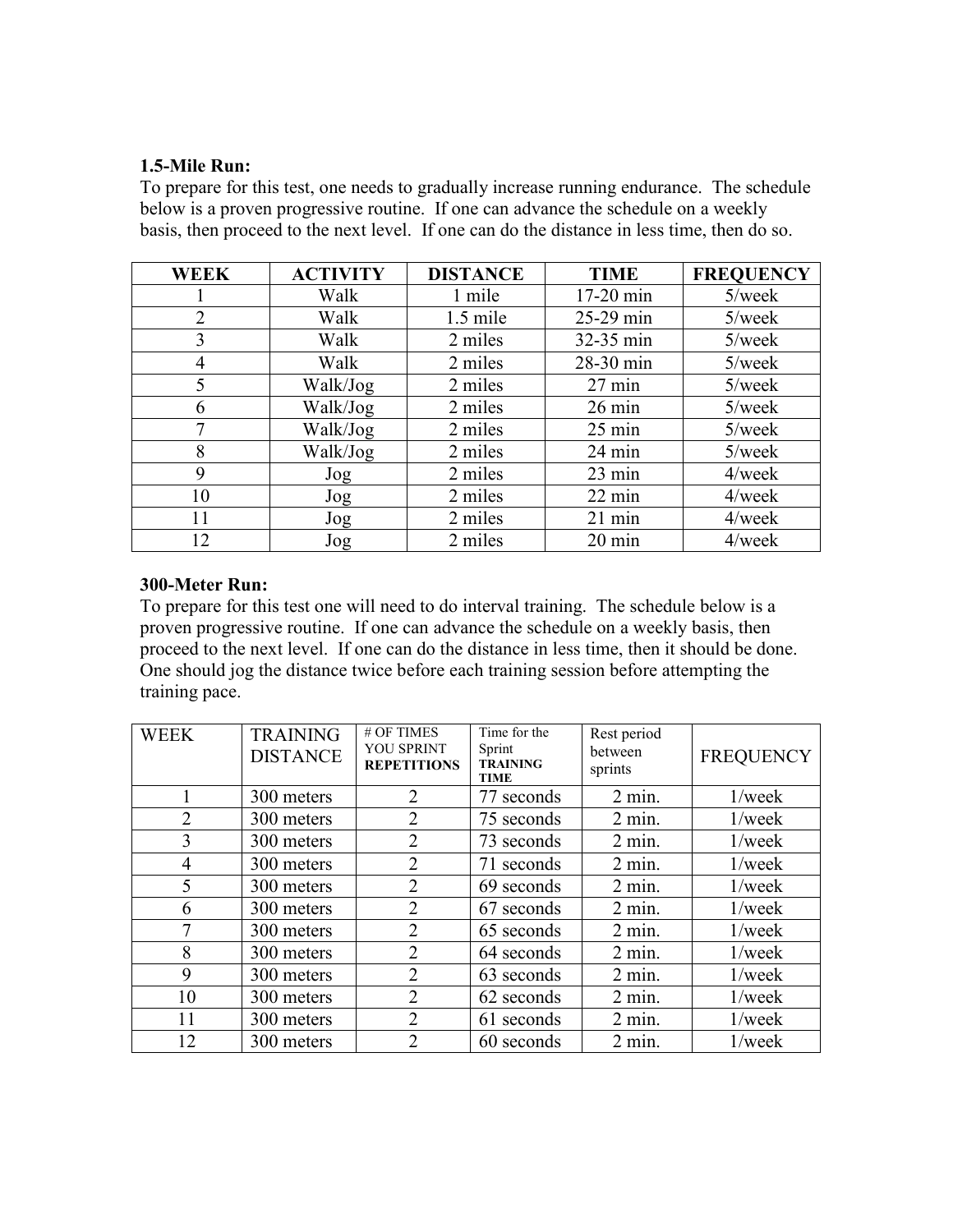**1.5-Mile Run:**

To prepare for this test, one needs to gradually increase running endurance. The schedule below is a proven progressive routine. If one can advance the schedule on a weekly basis, then proceed to the next level. If one can do the distance in less time, then do so.

| WEEK | ACTIVITY | DISTANCE | TIME | FREQUENCY |
|---|---|---|---|---|
| 1 | Walk | 1 mile | 17-20 min | 5/week |
| 2 | Walk | 1.5 mile | 25-29 min | 5/week |
| 3 | Walk | 2 miles | 32-35 min | 5/week |
| 4 | Walk | 2 miles | 28-30 min | 5/week |
| 5 | Walk/Jog | 2 miles | 27 min | 5/week |
| 6 | Walk/Jog | 2 miles | 26 min | 5/week |
| 7 | Walk/Jog | 2 miles | 25 min | 5/week |
| 8 | Walk/Jog | 2 miles | 24 min | 5/week |
| 9 | Jog | 2 miles | 23 min | 4/week |
| 10 | Jog | 2 miles | 22 min | 4/week |
| 11 | Jog | 2 miles | 21 min | 4/week |
| 12 | Jog | 2 miles | 20 min | 4/week |

**300-Meter Run:**

To prepare for this test one will need to do interval training. The schedule below is a proven progressive routine. If one can advance the schedule on a weekly basis, then proceed to the next level. If one can do the distance in less time, then it should be done. One should jog the distance twice before each training session before attempting the training pace.

| WEEK | TRAINING DISTANCE | # OF TIMES YOU SPRINT **REPETITIONS** | Time for the Sprint **TRAINING TIME** | Rest period between sprints | FREQUENCY |
|---|---|---|---|---|---|
| 1 | 300 meters | 2 | 77 seconds | 2 min. | 1/week |
| 2 | 300 meters | 2 | 75 seconds | 2 min. | 1/week |
| 3 | 300 meters | 2 | 73 seconds | 2 min. | 1/week |
| 4 | 300 meters | 2 | 71 seconds | 2 min. | 1/week |
| 5 | 300 meters | 2 | 69 seconds | 2 min. | 1/week |
| 6 | 300 meters | 2 | 67 seconds | 2 min. | 1/week |
| 7 | 300 meters | 2 | 65 seconds | 2 min. | 1/week |
| 8 | 300 meters | 2 | 64 seconds | 2 min. | 1/week |
| 9 | 300 meters | 2 | 63 seconds | 2 min. | 1/week |
| 10 | 300 meters | 2 | 62 seconds | 2 min. | 1/week |
| 11 | 300 meters | 2 | 61 seconds | 2 min. | 1/week |
| 12 | 300 meters | 2 | 60 seconds | 2 min. | 1/week |